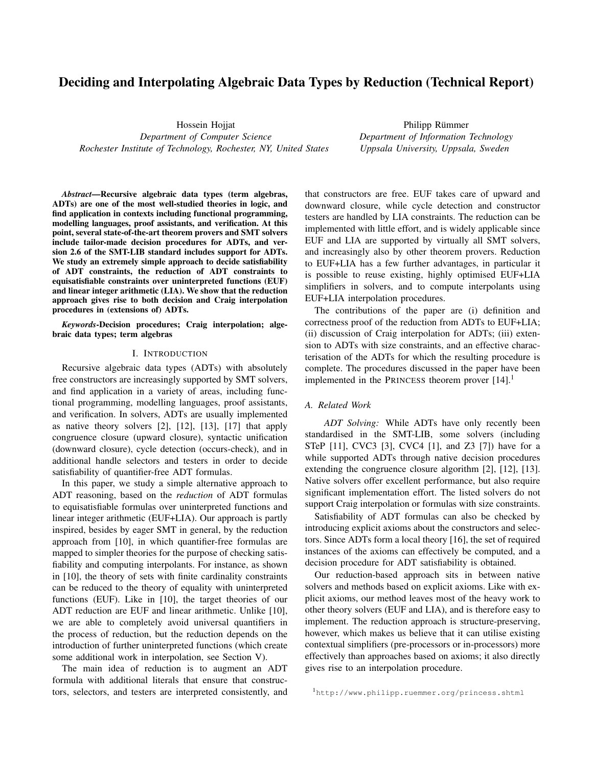# Deciding and Interpolating Algebraic Data Types by Reduction (Technical Report)

Hossein Hojjat
*Department of Computer Science*
*Rochester Institute of Technology, Rochester, NY, United States*

Philipp Rümmer
*Department of Information Technology*
*Uppsala University, Uppsala, Sweden*

***Abstract*—Recursive algebraic data types (term algebras, ADTs) are one of the most well-studied theories in logic, and find application in contexts including functional programming, modelling languages, proof assistants, and verification. At this point, several state-of-the-art theorem provers and SMT solvers include tailor-made decision procedures for ADTs, and version 2.6 of the SMT-LIB standard includes support for ADTs. We study an extremely simple approach to decide satisfiability of ADT constraints, the reduction of ADT constraints to equisatisfiable constraints over uninterpreted functions (EUF) and linear integer arithmetic (LIA). We show that the reduction approach gives rise to both decision and Craig interpolation procedures in (extensions of) ADTs.**

***Keywords*-Decision procedures; Craig interpolation; algebraic data types; term algebras**

## I. Introduction

Recursive algebraic data types (ADTs) with absolutely free constructors are increasingly supported by SMT solvers, and find application in a variety of areas, including functional programming, modelling languages, proof assistants, and verification. In solvers, ADTs are usually implemented as native theory solvers [2], [12], [13], [17] that apply congruence closure (upward closure), syntactic unification (downward closure), cycle detection (occurs-check), and in additional handle selectors and testers in order to decide satisfiability of quantifier-free ADT formulas.

In this paper, we study a simple alternative approach to ADT reasoning, based on the *reduction* of ADT formulas to equisatisfiable formulas over uninterpreted functions and linear integer arithmetic (EUF+LIA). Our approach is partly inspired, besides by eager SMT in general, by the reduction approach from [10], in which quantifier-free formulas are mapped to simpler theories for the purpose of checking satisfiability and computing interpolants. For instance, as shown in [10], the theory of sets with finite cardinality constraints can be reduced to the theory of equality with uninterpreted functions (EUF). Like in [10], the target theories of our ADT reduction are EUF and linear arithmetic. Unlike [10], we are able to completely avoid universal quantifiers in the process of reduction, but the reduction depends on the introduction of further uninterpreted functions (which create some additional work in interpolation, see Section V).

The main idea of reduction is to augment an ADT formula with additional literals that ensure that constructors, selectors, and testers are interpreted consistently, and that constructors are free. EUF takes care of upward and downward closure, while cycle detection and constructor testers are handled by LIA constraints. The reduction can be implemented with little effort, and is widely applicable since EUF and LIA are supported by virtually all SMT solvers, and increasingly also by other theorem provers. Reduction to EUF+LIA has a few further advantages, in particular it is possible to reuse existing, highly optimised EUF+LIA simplifiers in solvers, and to compute interpolants using EUF+LIA interpolation procedures.

The contributions of the paper are (i) definition and correctness proof of the reduction from ADTs to EUF+LIA; (ii) discussion of Craig interpolation for ADTs; (iii) extension to ADTs with size constraints, and an effective characterisation of the ADTs for which the resulting procedure is complete. The procedures discussed in the paper have been implemented in the PRINCESS theorem prover [14].[1]

### A. Related Work

*ADT Solving:* While ADTs have only recently been standardised in the SMT-LIB, some solvers (including STeP [11], CVC3 [3], CVC4 [1], and Z3 [7]) have for a while supported ADTs through native decision procedures extending the congruence closure algorithm [2], [12], [13]. Native solvers offer excellent performance, but also require significant implementation effort. The listed solvers do not support Craig interpolation or formulas with size constraints.

Satisfiability of ADT formulas can also be checked by introducing explicit axioms about the constructors and selectors. Since ADTs form a local theory [16], the set of required instances of the axioms can effectively be computed, and a decision procedure for ADT satisfiability is obtained.

Our reduction-based approach sits in between native solvers and methods based on explicit axioms. Like with explicit axioms, our method leaves most of the heavy work to other theory solvers (EUF and LIA), and is therefore easy to implement. The reduction approach is structure-preserving, however, which makes us believe that it can utilise existing contextual simplifiers (pre-processors or in-processors) more effectively than approaches based on axioms; it also directly gives rise to an interpolation procedure.

[1] http://www.philipp.ruemmer.org/princess.shtml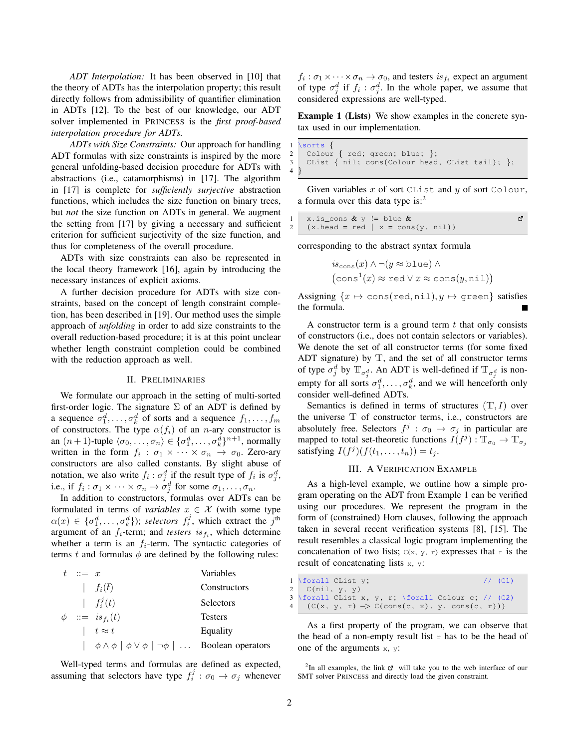*ADT Interpolation:* It has been observed in [10] that the theory of ADTs has the interpolation property; this result directly follows from admissibility of quantifier elimination in ADTs [12]. To the best of our knowledge, our ADT solver implemented in PRINCESS is the *first proof-based interpolation procedure for ADTs.*

*ADTs with Size Constraints:* Our approach for handling ADT formulas with size constraints is inspired by the more general unfolding-based decision procedure for ADTs with abstractions (i.e., catamorphisms) in [17]. The algorithm in [17] is complete for *sufficiently surjective* abstraction functions, which includes the size function on binary trees, but *not* the size function on ADTs in general. We augment the setting from [17] by giving a necessary and sufficient criterion for sufficient surjectivity of the size function, and thus for completeness of the overall procedure.

ADTs with size constraints can also be represented in the local theory framework [16], again by introducing the necessary instances of explicit axioms.

A further decision procedure for ADTs with size constraints, based on the concept of length constraint completion, has been described in [19]. Our method uses the simple approach of *unfolding* in order to add size constraints to the overall reduction-based procedure; it is at this point unclear whether length constraint completion could be combined with the reduction approach as well.

## II. PRELIMINARIES

We formulate our approach in the setting of multi-sorted first-order logic. The signature $\Sigma$ of an ADT is defined by a sequence $\sigma_1^d, \ldots, \sigma_k^d$ of sorts and a sequence $f_1, \ldots, f_m$ of constructors. The type $\alpha(f_i)$ of an $n$-ary constructor is an $(n+1)$-tuple $\langle \sigma_0, \ldots, \sigma_n \rangle \in \{\sigma_1^d, \ldots, \sigma_k^d\}^{n+1}$, normally written in the form $f_i : \sigma_1 \times \cdots \times \sigma_n \to \sigma_0$. Zero-ary constructors are also called constants. By slight abuse of notation, we also write $f_i : \sigma_j^d$ if the result type of $f_i$ is $\sigma_j^d$, i.e., if $f_i : \sigma_1 \times \cdots \times \sigma_n \to \sigma_j^d$ for some $\sigma_1, \ldots, \sigma_n$.

In addition to constructors, formulas over ADTs can be formulated in terms of *variables* $x \in \mathcal{X}$ (with some type $\alpha(x) \in \{\sigma_1^d, \ldots, \sigma_k^d\}$); *selectors* $f_i^j$, which extract the $j^{\text{th}}$ argument of an $f_i$-term; and *testers* $is_{f_i}$, which determine whether a term is an $f_i$-term. The syntactic categories of terms $t$ and formulas $\phi$ are defined by the following rules:

| | | | |
|---|---|---|---|
| $t$ | $::=$ | $x$ | Variables |
| | $\mid$ | $f_i(\bar{t})$ | Constructors |
| | $\mid$ | $f_i^j(t)$ | Selectors |
| $\phi$ | $::=$ | $is_{f_i}(t)$ | Testers |
| | $\mid$ | $t \approx t$ | Equality |
| | $\mid$ | $\phi \wedge \phi \mid \phi \vee \phi \mid \neg\phi \mid \ldots$ | Boolean operators |

Well-typed terms and formulas are defined as expected, assuming that selectors have type $f_i^j : \sigma_0 \to \sigma_j$ whenever $f_i : \sigma_1 \times \cdots \times \sigma_n \to \sigma_0$, and testers $is_{f_i}$ expect an argument of type $\sigma_j^d$ if $f_i : \sigma_j^d$. In the whole paper, we assume that considered expressions are well-typed.

**Example 1 (Lists)** We show examples in the concrete syntax used in our implementation.

```
\sorts {
  Colour { red; green; blue; };
  CList { nil; cons(Colour head, CList tail); };
}
```

Given variables $x$ of sort `CList` and $y$ of sort `Colour`, a formula over this data type is:[2]

```
x.is_cons & y != blue &
(x.head = red | x = cons(y, nil))
```

corresponding to the abstract syntax formula

$$is_{\mathtt{cons}}(x) \wedge \neg(y \approx \mathtt{blue}) \wedge \\ \left(\mathtt{cons}^1(x) \approx \mathtt{red} \vee x \approx \mathtt{cons}(y, \mathtt{nil})\right)$$

Assigning $\{x \mapsto \mathtt{cons}(\mathtt{red}, \mathtt{nil}), y \mapsto \mathtt{green}\}$ satisfies the formula. ■

A constructor term is a ground term $t$ that only consists of constructors (i.e., does not contain selectors or variables). We denote the set of all constructor terms (for some fixed ADT signature) by $\mathbb{T}$, and the set of all constructor terms of type $\sigma_j^d$ by $\mathbb{T}_{\sigma_j^d}$. An ADT is well-defined if $\mathbb{T}_{\sigma_j^d}$ is non-empty for all sorts $\sigma_1^d, \ldots, \sigma_k^d$, and we will henceforth only consider well-defined ADTs.

Semantics is defined in terms of structures $(\mathbb{T}, I)$ over the universe $\mathbb{T}$ of constructor terms, i.e., constructors are absolutely free. Selectors $f^j : \sigma_0 \to \sigma_j$ in particular are mapped to total set-theoretic functions $I(f^j) : \mathbb{T}_{\sigma_0} \to \mathbb{T}_{\sigma_j}$ satisfying $I(f^j)(f(t_1, \ldots, t_n)) = t_j$.

## III. A VERIFICATION EXAMPLE

As a high-level example, we outline how a simple program operating on the ADT from Example 1 can be verified using our procedures. We represent the program in the form of (constrained) Horn clauses, following the approach taken in several recent verification systems [8], [15]. The result resembles a classical logic program implementing the concatenation of two lists; `C(x, y, r)` expresses that `r` is the result of concatenating lists `x`, `y`:

```
\forall CList y;                              // (C1)
  C(nil, y, y)
\forall CList x, y, r; \forall Colour c; // (C2)
  (C(x, y, r) -> C(cons(c, x), y, cons(c, r)))
```

As a first property of the program, we can observe that the head of a non-empty result list `r` has to be the head of one of the arguments `x`, `y`:

[2]In all examples, the link will take you to the web interface of our SMT solver PRINCESS and directly load the given constraint.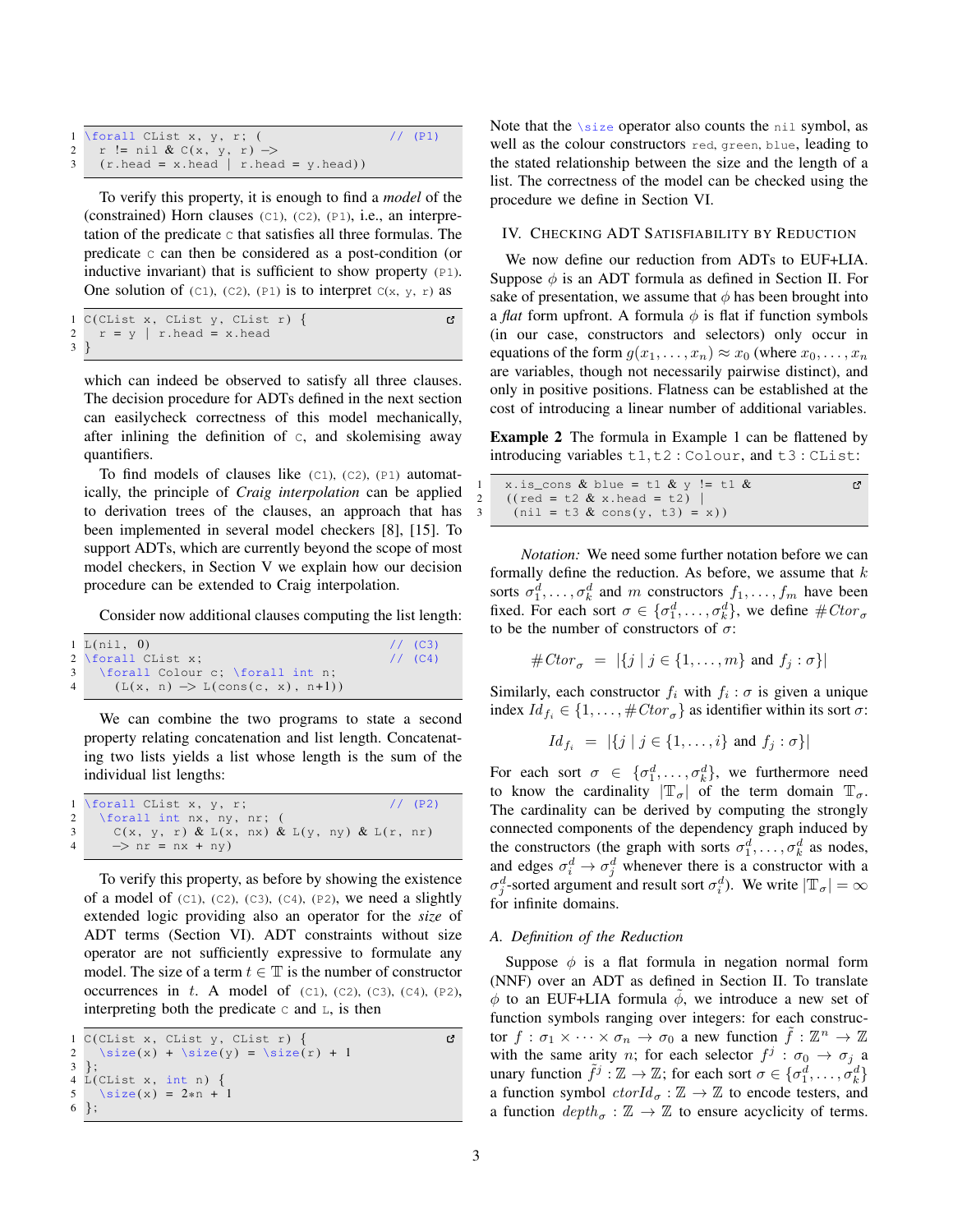```
\forall CList x, y, r; (                    // (P1)
  r != nil & C(x, y, r) ->
  (r.head = x.head | r.head = y.head))
```

To verify this property, it is enough to find a *model* of the (constrained) Horn clauses (C1), (C2), (P1), i.e., an interpretation of the predicate C that satisfies all three formulas. The predicate C can then be considered as a post-condition (or inductive invariant) that is sufficient to show property (P1). One solution of (C1), (C2), (P1) is to interpret C(x, y, r) as

```
C(CList x, CList y, CList r) {
  r = y | r.head = x.head
}
```

which can indeed be observed to satisfy all three clauses. The decision procedure for ADTs defined in the next section can easilycheck correctness of this model mechanically, after inlining the definition of C, and skolemising away quantifiers.

To find models of clauses like (C1), (C2), (P1) automatically, the principle of *Craig interpolation* can be applied to derivation trees of the clauses, an approach that has been implemented in several model checkers [8], [15]. To support ADTs, which are currently beyond the scope of most model checkers, in Section V we explain how our decision procedure can be extended to Craig interpolation.

Consider now additional clauses computing the list length:

```
L(nil, 0)                                   // (C3)
\forall CList x;                            // (C4)
  \forall Colour c; \forall int n;
    (L(x, n) -> L(cons(c, x), n+1))
```

We can combine the two programs to state a second property relating concatenation and list length. Concatenating two lists yields a list whose length is the sum of the individual list lengths:

```
\forall CList x, y, r;                      // (P2)
  \forall int nx, ny, nr; (
    C(x, y, r) & L(x, nx) & L(y, ny) & L(r, nr)
    -> nr = nx + ny)
```

To verify this property, as before by showing the existence of a model of (C1), (C2), (C3), (C4), (P2), we need a slightly extended logic providing also an operator for the *size* of ADT terms (Section VI). ADT constraints without size operator are not sufficiently expressive to formulate any model. The size of a term $t \in \mathbb{T}$ is the number of constructor occurrences in $t$. A model of (C1), (C2), (C3), (C4), (P2), interpreting both the predicate C and L, is then

```
C(CList x, CList y, CList r) {
  \size(x) + \size(y) = \size(r) + 1
};
L(CList x, int n) {
  \size(x) = 2*n + 1
};
```

Note that the \size operator also counts the nil symbol, as well as the colour constructors red, green, blue, leading to the stated relationship between the size and the length of a list. The correctness of the model can be checked using the procedure we define in Section VI.

## IV. Checking ADT Satisfiability by Reduction

We now define our reduction from ADTs to EUF+LIA. Suppose $\phi$ is an ADT formula as defined in Section II. For sake of presentation, we assume that $\phi$ has been brought into a *flat* form upfront. A formula $\phi$ is flat if function symbols (in our case, constructors and selectors) only occur in equations of the form $g(x_1, \ldots, x_n) \approx x_0$ (where $x_0, \ldots, x_n$ are variables, though not necessarily pairwise distinct), and only in positive positions. Flatness can be established at the cost of introducing a linear number of additional variables.

**Example 2** The formula in Example 1 can be flattened by introducing variables t1, t2 : Colour, and t3 : CList:

```
x.is_cons & blue = t1 & y != t1 &
((red = t2 & x.head = t2) |
 (nil = t3 & cons(y, t3) = x))
```

*Notation:* We need some further notation before we can formally define the reduction. As before, we assume that $k$ sorts $\sigma_1^d, \ldots, \sigma_k^d$ and $m$ constructors $f_1, \ldots, f_m$ have been fixed. For each sort $\sigma \in \{\sigma_1^d, \ldots, \sigma_k^d\}$, we define $\#Ctor_\sigma$ to be the number of constructors of $\sigma$:

$$\#Ctor_\sigma \quad = \quad |\{j \mid j \in \{1, \ldots, m\} \text{ and } f_j : \sigma\}|$$

Similarly, each constructor $f_i$ with $f_i : \sigma$ is given a unique index $Id_{f_i} \in \{1, \ldots, \#Ctor_\sigma\}$ as identifier within its sort $\sigma$:

$$Id_{f_i} \quad = \quad |\{j \mid j \in \{1, \ldots, i\} \text{ and } f_j : \sigma\}|$$

For each sort $\sigma \in \{\sigma_1^d, \ldots, \sigma_k^d\}$, we furthermore need to know the cardinality $|\mathbb{T}_\sigma|$ of the term domain $\mathbb{T}_\sigma$. The cardinality can be derived by computing the strongly connected components of the dependency graph induced by the constructors (the graph with sorts $\sigma_1^d, \ldots, \sigma_k^d$ as nodes, and edges $\sigma_i^d \to \sigma_j^d$ whenever there is a constructor with a $\sigma_j^d$-sorted argument and result sort $\sigma_i^d$). We write $|\mathbb{T}_\sigma| = \infty$ for infinite domains.

### A. Definition of the Reduction

Suppose $\phi$ is a flat formula in negation normal form (NNF) over an ADT as defined in Section II. To translate $\phi$ to an EUF+LIA formula $\tilde{\phi}$, we introduce a new set of function symbols ranging over integers: for each constructor $f : \sigma_1 \times \cdots \times \sigma_n \to \sigma_0$ a new function $\tilde{f} : \mathbb{Z}^n \to \mathbb{Z}$ with the same arity $n$; for each selector $f^j : \sigma_0 \to \sigma_j$ a unary function $\tilde{f}^j : \mathbb{Z} \to \mathbb{Z}$; for each sort $\sigma \in \{\sigma_1^d, \ldots, \sigma_k^d\}$ a function symbol $ctorId_\sigma : \mathbb{Z} \to \mathbb{Z}$ to encode testers, and a function $depth_\sigma : \mathbb{Z} \to \mathbb{Z}$ to ensure acyclicity of terms.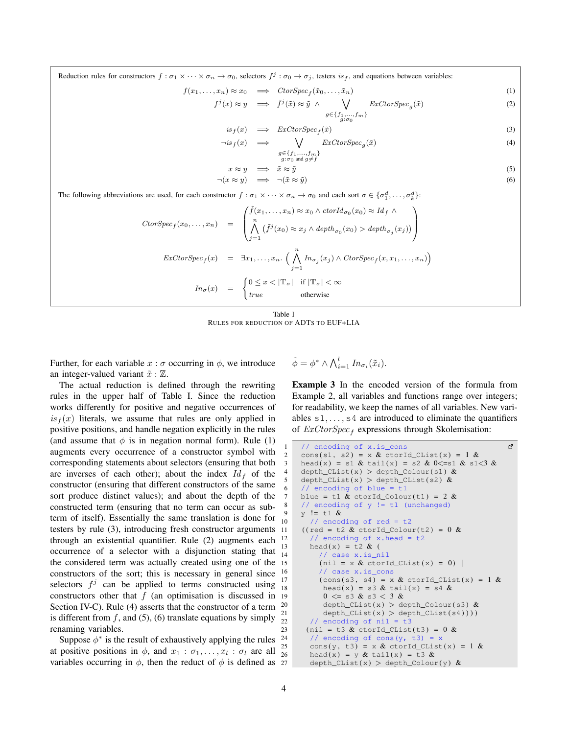Reduction rules for constructors $f : \sigma_1 \times \cdots \times \sigma_n \to \sigma_0$, selectors $f^j : \sigma_0 \to \sigma_j$, testers $is_f$, and equations between variables:

$$f(x_1, \ldots, x_n) \approx x_0 \implies \mathit{CtorSpec}_f(\tilde{x}_0, \ldots, \tilde{x}_n) \tag{1}$$

$$f^j(x) \approx y \implies \tilde{f}^j(\tilde{x}) \approx \tilde{y} \;\wedge \bigvee_{\substack{g \in \{f_1, \ldots, f_m\} \\ g : \sigma_0}} \mathit{ExCtorSpec}_g(\tilde{x}) \tag{2}$$

$$is_f(x) \implies \mathit{ExCtorSpec}_f(\tilde{x}) \tag{3}$$

$$\neg is_f(x) \implies \bigvee_{\substack{g \in \{f_1, \ldots, f_m\} \\ g : \sigma_0 \text{ and } g \neq f}} \mathit{ExCtorSpec}_g(\tilde{x}) \tag{4}$$

$$x \approx y \implies \tilde{x} \approx \tilde{y} \tag{5}$$

$$\neg(x \approx y) \implies \neg(\tilde{x} \approx \tilde{y}) \tag{6}$$

The following abbreviations are used, for each constructor $f : \sigma_1 \times \cdots \times \sigma_n \to \sigma_0$ and each sort $\sigma \in \{\sigma_1^d, \ldots, \sigma_k^d\}$:

$$\mathit{CtorSpec}_f(x_0, \ldots, x_n) = \begin{pmatrix} \tilde{f}(x_1, \ldots, x_n) \approx x_0 \wedge \mathit{ctorId}_{\sigma_0}(x_0) \approx \mathit{Id}_f \;\wedge \\ \bigwedge_{j=1}^{n} \left(\tilde{f}^j(x_0) \approx x_j \wedge \mathit{depth}_{\sigma_0}(x_0) > \mathit{depth}_{\sigma_j}(x_j)\right) \end{pmatrix}$$

$$\mathit{ExCtorSpec}_f(x) = \exists x_1, \ldots, x_n.\; \Big(\bigwedge_{j=1}^{n} \mathit{In}_{\sigma_j}(x_j) \wedge \mathit{CtorSpec}_f(x, x_1, \ldots, x_n)\Big)$$

$$\mathit{In}_\sigma(x) = \begin{cases} 0 \le x < |\mathbb{T}_\sigma| & \text{if } |\mathbb{T}_\sigma| < \infty \\ \mathit{true} & \text{otherwise} \end{cases}$$

Table I
RULES FOR REDUCTION OF ADTS TO EUF+LIA

Further, for each variable $x : \sigma$ occurring in $\phi$, we introduce an integer-valued variant $\tilde{x} : \mathbb{Z}$.

The actual reduction is defined through the rewriting rules in the upper half of Table I. Since the reduction works differently for positive and negative occurrences of $is_f(x)$ literals, we assume that rules are only applied in positive positions, and handle negation explicitly in the rules (and assume that $\phi$ is in negation normal form). Rule (1) augments every occurrence of a constructor symbol with corresponding statements about selectors (ensuring that both are inverses of each other); about the index $Id_f$ of the constructor (ensuring that different constructors of the same sort produce distinct values); and about the depth of the constructed term (ensuring that no term can occur as sub-term of itself). Essentially the same translation is done for testers by rule (3), introducing fresh constructor arguments through an existential quantifier. Rule (2) augments each occurrence of a selector with a disjunction stating that the considered term was actually created using one of the constructors of the sort; this is necessary in general since selectors $f^j$ can be applied to terms constructed using constructors other that $f$ (an optimisation is discussed in Section IV-C). Rule (4) asserts that the constructor of a term is different from $f$, and (5), (6) translate equations by simply renaming variables.

Suppose $\phi^*$ is the result of exhaustively applying the rules at positive positions in $\phi$, and $x_1 : \sigma_1, \ldots, x_l : \sigma_l$ are all variables occurring in $\phi$, then the reduct of $\phi$ is defined as $\tilde{\phi} = \phi^* \wedge \bigwedge_{i=1}^{l} \mathit{In}_{\sigma_i}(\tilde{x}_i)$.

**Example 3** In the encoded version of the formula from Example 2, all variables and functions range over integers; for readability, we keep the names of all variables. New variables $\mathtt{s1}, \ldots, \mathtt{s4}$ are introduced to eliminate the quantifiers of $\mathit{ExCtorSpec}_f$ expressions through Skolemisation:

```
// encoding of x.is_cons
cons(s1, s2) = x & ctorId_CList(x) = 1 &
head(x) = s1 & tail(x) = s2 & 0<=s1 & s1<3 &
depth_CList(x) > depth_Colour(s1) &
depth_CList(x) > depth_CList(s2) &
// encoding of blue = t1
blue = t1 & ctorId_Colour(t1) = 2 &
// encoding of y != t1 (unchanged)
y != t1 &
  // encoding of red = t2
 ((red = t2 & ctorId_Colour(t2) = 0 &
  // encoding of x.head = t2
  head(x) = t2 & (
    // case x.is_nil
    (nil = x & ctorId_CList(x) = 0) |
    // case x.is_cons
    (cons(s3, s4) = x & ctorId_CList(x) = 1 &
     head(x) = s3 & tail(x) = s4 &
     0 <= s3 & s3 < 3 &
     depth_CList(x) > depth_Colour(s3) &
     depth_CList(x) > depth_CList(s4)))) |
  // encoding of nil = t3
 (nil = t3 & ctorId_CList(t3) = 0 &
  // encoding of cons(y, t3) = x
  cons(y, t3) = x & ctorId_CList(x) = 1 &
  head(x) = y & tail(x) = t3 &
  depth_CList(x) > depth_Colour(y) &
```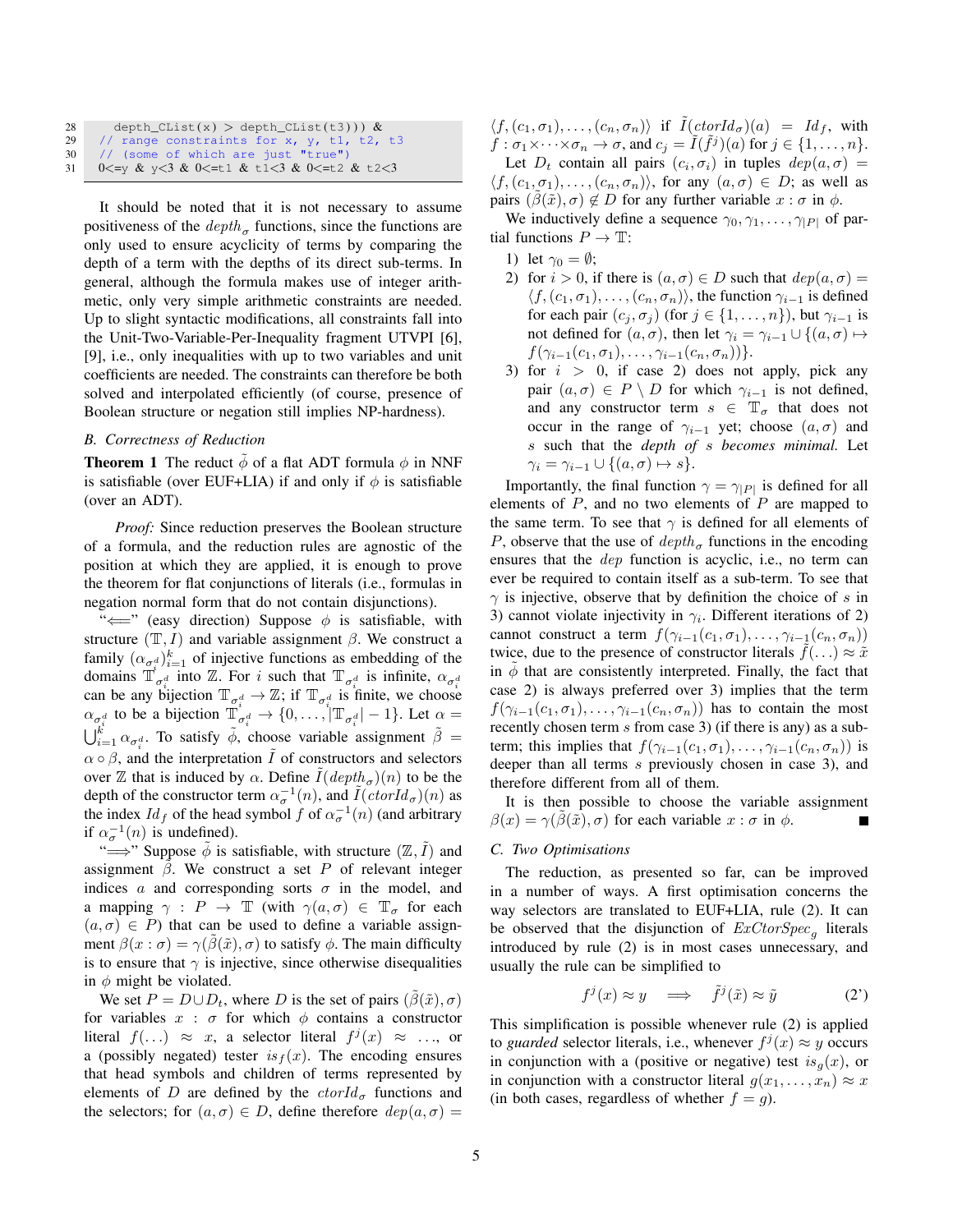```
28        depth_CList(x) > depth_CList(t3))) &
29    // range constraints for x, y, t1, t2, t3
30    // (some of which are just "true")
31    0<=y & y<3 & 0<=t1 & t1<3 & 0<=t2 & t2<3
```

It should be noted that it is not necessary to assume positiveness of the $depth_\sigma$ functions, since the functions are only used to ensure acyclicity of terms by comparing the depth of a term with the depths of its direct sub-terms. In general, although the formula makes use of integer arithmetic, only very simple arithmetic constraints are needed. Up to slight syntactic modifications, all constraints fall into the Unit-Two-Variable-Per-Inequality fragment UTVPI [6], [9], i.e., only inequalities with up to two variables and unit coefficients are needed. The constraints can therefore be both solved and interpolated efficiently (of course, presence of Boolean structure or negation still implies NP-hardness).

### B. Correctness of Reduction

**Theorem 1** The reduct $\tilde{\phi}$ of a flat ADT formula $\phi$ in NNF is satisfiable (over EUF+LIA) if and only if $\phi$ is satisfiable (over an ADT).

*Proof:* Since reduction preserves the Boolean structure of a formula, and the reduction rules are agnostic of the position at which they are applied, it is enough to prove the theorem for flat conjunctions of literals (i.e., formulas in negation normal form that do not contain disjunctions).

"$\Longleftarrow$" (easy direction) Suppose $\phi$ is satisfiable, with structure $(\mathbb{T}, I)$ and variable assignment $\beta$. We construct a family $(\alpha_{\sigma_i^d})_{i=1}^k$ of injective functions as embedding of the domains $\mathbb{T}_{\sigma_i^d}$ into $\mathbb{Z}$. For $i$ such that $\mathbb{T}_{\sigma_i^d}$ is infinite, $\alpha_{\sigma_i^d}$ can be any bijection $\mathbb{T}_{\sigma_i^d} \to \mathbb{Z}$; if $\mathbb{T}_{\sigma_i^d}$ is finite, we choose $\alpha_{\sigma_i^d}$ to be a bijection $\mathbb{T}_{\sigma_i^d} \to \{0, \ldots, |\mathbb{T}_{\sigma_i^d}| - 1\}$. Let $\alpha = \bigcup_{i=1}^k \alpha_{\sigma_i^d}$. To satisfy $\tilde{\phi}$, choose variable assignment $\tilde{\beta} = \alpha \circ \beta$, and the interpretation $\tilde{I}$ of constructors and selectors over $\mathbb{Z}$ that is induced by $\alpha$. Define $\tilde{I}(depth_\sigma)(n)$ to be the depth of the constructor term $\alpha_\sigma^{-1}(n)$, and $\tilde{I}(ctorId_\sigma)(n)$ as the index $Id_f$ of the head symbol $f$ of $\alpha_\sigma^{-1}(n)$ (and arbitrary if $\alpha_\sigma^{-1}(n)$ is undefined).

"$\Longrightarrow$" Suppose $\tilde{\phi}$ is satisfiable, with structure $(\mathbb{Z}, \tilde{I})$ and assignment $\tilde{\beta}$. We construct a set $P$ of relevant integer indices $a$ and corresponding sorts $\sigma$ in the model, and a mapping $\gamma : P \to \mathbb{T}$ (with $\gamma(a, \sigma) \in \mathbb{T}_\sigma$ for each $(a, \sigma) \in P$) that can be used to define a variable assignment $\beta(x : \sigma) = \gamma(\tilde{\beta}(\tilde{x}), \sigma)$ to satisfy $\phi$. The main difficulty is to ensure that $\gamma$ is injective, since otherwise disequalities in $\phi$ might be violated.

We set $P = D \cup D_t$, where $D$ is the set of pairs $(\tilde{\beta}(\tilde{x}), \sigma)$ for variables $x : \sigma$ for which $\phi$ contains a constructor literal $f(\ldots) \approx x$, a selector literal $f^j(x) \approx \ldots$, or a (possibly negated) tester $is_f(x)$. The encoding ensures that head symbols and children of terms represented by elements of $D$ are defined by the $ctorId_\sigma$ functions and the selectors; for $(a, \sigma) \in D$, define therefore $dep(a, \sigma) = \langle f, (c_1, \sigma_1), \ldots, (c_n, \sigma_n)\rangle$ if $\tilde{I}(ctorId_\sigma)(a) = Id_f$, with $f : \sigma_1 \times \cdots \times \sigma_n \to \sigma$, and $c_j = \tilde{I}(\tilde{f}^j)(a)$ for $j \in \{1, \ldots, n\}$.

Let $D_t$ contain all pairs $(c_i, \sigma_i)$ in tuples $dep(a, \sigma) = \langle f, (c_1, \sigma_1), \ldots, (c_n, \sigma_n)\rangle$, for any $(a, \sigma) \in D$; as well as pairs $(\tilde{\beta}(\tilde{x}), \sigma) \notin D$ for any further variable $x : \sigma$ in $\phi$.

We inductively define a sequence $\gamma_0, \gamma_1, \ldots, \gamma_{|P|}$ of partial functions $P \to \mathbb{T}$:

1) let $\gamma_0 = \emptyset$;
2) for $i > 0$, if there is $(a, \sigma) \in D$ such that $dep(a, \sigma) = \langle f, (c_1, \sigma_1), \ldots, (c_n, \sigma_n)\rangle$, the function $\gamma_{i-1}$ is defined for each pair $(c_j, \sigma_j)$ (for $j \in \{1, \ldots, n\}$), but $\gamma_{i-1}$ is not defined for $(a, \sigma)$, then let $\gamma_i = \gamma_{i-1} \cup \{(a, \sigma) \mapsto f(\gamma_{i-1}(c_1, \sigma_1), \ldots, \gamma_{i-1}(c_n, \sigma_n))\}$.
3) for $i > 0$, if case 2) does not apply, pick any pair $(a, \sigma) \in P \setminus D$ for which $\gamma_{i-1}$ is not defined, and any constructor term $s \in \mathbb{T}_\sigma$ that does not occur in the range of $\gamma_{i-1}$ yet; choose $(a, \sigma)$ and $s$ such that the *depth of $s$ becomes minimal.* Let $\gamma_i = \gamma_{i-1} \cup \{(a, \sigma) \mapsto s\}$.

Importantly, the final function $\gamma = \gamma_{|P|}$ is defined for all elements of $P$, and no two elements of $P$ are mapped to the same term. To see that $\gamma$ is defined for all elements of $P$, observe that the use of $depth_\sigma$ functions in the encoding ensures that the $dep$ function is acyclic, i.e., no term can ever be required to contain itself as a sub-term. To see that $\gamma$ is injective, observe that by definition the choice of $s$ in 3) cannot violate injectivity in $\gamma_i$. Different iterations of 2) cannot construct a term $f(\gamma_{i-1}(c_1, \sigma_1), \ldots, \gamma_{i-1}(c_n, \sigma_n))$ twice, due to the presence of constructor literals $\tilde{f}(\ldots) \approx \tilde{x}$ in $\tilde{\phi}$ that are consistently interpreted. Finally, the fact that case 2) is always preferred over 3) implies that the term $f(\gamma_{i-1}(c_1, \sigma_1), \ldots, \gamma_{i-1}(c_n, \sigma_n))$ has to contain the most recently chosen term $s$ from case 3) (if there is any) as a sub-term; this implies that $f(\gamma_{i-1}(c_1, \sigma_1), \ldots, \gamma_{i-1}(c_n, \sigma_n))$ is deeper than all terms $s$ previously chosen in case 3), and therefore different from all of them.

It is then possible to choose the variable assignment $\beta(x) = \gamma(\tilde{\beta}(\tilde{x}), \sigma)$ for each variable $x : \sigma$ in $\phi$. ∎

### C. Two Optimisations

The reduction, as presented so far, can be improved in a number of ways. A first optimisation concerns the way selectors are translated to EUF+LIA, rule (2). It can be observed that the disjunction of $ExCtorSpec_g$ literals introduced by rule (2) is in most cases unnecessary, and usually the rule can be simplified to

$$f^j(x) \approx y \quad \Longrightarrow \quad \tilde{f}^j(\tilde{x}) \approx \tilde{y} \tag{2'}$$

This simplification is possible whenever rule (2) is applied to *guarded* selector literals, i.e., whenever $f^j(x) \approx y$ occurs in conjunction with a (positive or negative) test $is_g(x)$, or in conjunction with a constructor literal $g(x_1, \ldots, x_n) \approx x$ (in both cases, regardless of whether $f = g$).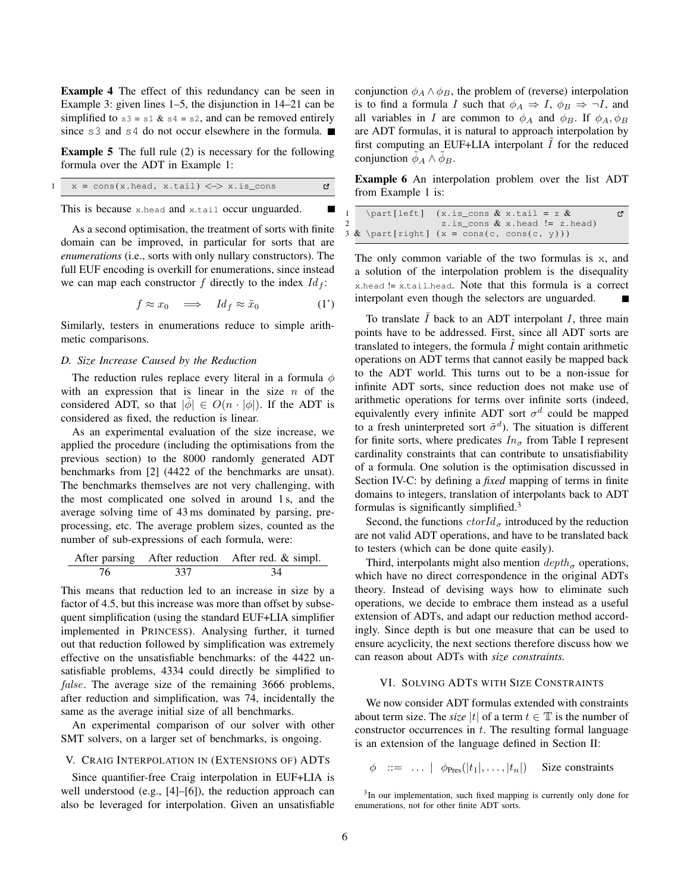**Example 4** The effect of this redundancy can be seen in Example 3: given lines 1–5, the disjunction in 14–21 can be simplified to `s3 = s1 & s4 = s2`, and can be removed entirely since `s3` and `s4` do not occur elsewhere in the formula. ■

**Example 5** The full rule (2) is necessary for the following formula over the ADT in Example 1:

```
1   x = cons(x.head, x.tail) <-> x.is_cons
```

This is because `x.head` and `x.tail` occur unguarded. ■

As a second optimisation, the treatment of sorts with finite domain can be improved, in particular for sorts that are *enumerations* (i.e., sorts with only nullary constructors). The full EUF encoding is overkill for enumerations, since instead we can map each constructor $f$ directly to the index $Id_f$:

$$f \approx x_0 \quad \Longrightarrow \quad Id_f \approx \tilde{x}_0 \tag{1'}$$

Similarly, testers in enumerations reduce to simple arithmetic comparisons.

### D. Size Increase Caused by the Reduction

The reduction rules replace every literal in a formula $\phi$ with an expression that is linear in the size $n$ of the considered ADT, so that $|\tilde{\phi}| \in O(n \cdot |\phi|)$. If the ADT is considered as fixed, the reduction is linear.

As an experimental evaluation of the size increase, we applied the procedure (including the optimisations from the previous section) to the 8000 randomly generated ADT benchmarks from [2] (4422 of the benchmarks are unsat). The benchmarks themselves are not very challenging, with the most complicated one solved in around 1 s, and the average solving time of 43 ms dominated by parsing, preprocessing, etc. The average problem sizes, counted as the number of sub-expressions of each formula, were:

| After parsing | After reduction | After red. & simpl. |
|---|---|---|
| 76 | 337 | 34 |

This means that reduction led to an increase in size by a factor of 4.5, but this increase was more than offset by subsequent simplification (using the standard EUF+LIA simplifier implemented in PRINCESS). Analysing further, it turned out that reduction followed by simplification was extremely effective on the unsatisfiable benchmarks: of the 4422 unsatisfiable problems, 4334 could directly be simplified to $false$. The average size of the remaining 3666 problems, after reduction and simplification, was 74, incidentally the same as the average initial size of all benchmarks.

An experimental comparison of our solver with other SMT solvers, on a larger set of benchmarks, is ongoing.

## V. Craig Interpolation in (Extensions of) ADTs

Since quantifier-free Craig interpolation in EUF+LIA is well understood (e.g., [4]–[6]), the reduction approach can also be leveraged for interpolation. Given an unsatisfiable conjunction $\phi_A \wedge \phi_B$, the problem of (reverse) interpolation is to find a formula $I$ such that $\phi_A \Rightarrow I$, $\phi_B \Rightarrow \neg I$, and all variables in $I$ are common to $\phi_A$ and $\phi_B$. If $\phi_A, \phi_B$ are ADT formulas, it is natural to approach interpolation by first computing an EUF+LIA interpolant $\tilde{I}$ for the reduced conjunction $\tilde{\phi}_A \wedge \tilde{\phi}_B$.

**Example 6** An interpolation problem over the list ADT from Example 1 is:

```
1   \part[left]  (x.is_cons & x.tail = z &
2                 z.is_cons & x.head != z.head)
3 & \part[right] (x = cons(c, cons(c, y)))
```

The only common variable of the two formulas is `x`, and a solution of the interpolation problem is the disequality `x.head != x.tail.head`. Note that this formula is a correct interpolant even though the selectors are unguarded. ■

To translate $\tilde{I}$ back to an ADT interpolant $I$, three main points have to be addressed. First, since all ADT sorts are translated to integers, the formula $\tilde{I}$ might contain arithmetic operations on ADT terms that cannot easily be mapped back to the ADT world. This turns out to be a non-issue for infinite ADT sorts, since reduction does not make use of arithmetic operations for terms over infinite sorts (indeed, equivalently every infinite ADT sort $\sigma^d$ could be mapped to a fresh uninterpreted sort $\tilde{\sigma}^d$). The situation is different for finite sorts, where predicates $In_\sigma$ from Table I represent cardinality constraints that can contribute to unsatisfiability of a formula. One solution is the optimisation discussed in Section IV-C: by defining a *fixed* mapping of terms in finite domains to integers, translation of interpolants back to ADT formulas is significantly simplified.[3]

Second, the functions $ctorId_\sigma$ introduced by the reduction are not valid ADT operations, and have to be translated back to testers (which can be done quite easily).

Third, interpolants might also mention $depth_\sigma$ operations, which have no direct correspondence in the original ADTs theory. Instead of devising ways how to eliminate such operations, we decide to embrace them instead as a useful extension of ADTs, and adapt our reduction method accordingly. Since depth is but one measure that can be used to ensure acyclicity, the next sections therefore discuss how we can reason about ADTs with *size constraints.*

## VI. Solving ADTs with Size Constraints

We now consider ADT formulas extended with constraints about term size. The *size* $|t|$ of a term $t \in \mathbb{T}$ is the number of constructor occurrences in $t$. The resulting formal language is an extension of the language defined in Section II:

$$\phi \quad ::= \quad \ldots \quad | \quad \phi_{\text{Pres}}(|t_1|, \ldots, |t_n|) \qquad \text{Size constraints}$$

[3] In our implementation, such fixed mapping is currently only done for enumerations, not for other finite ADT sorts.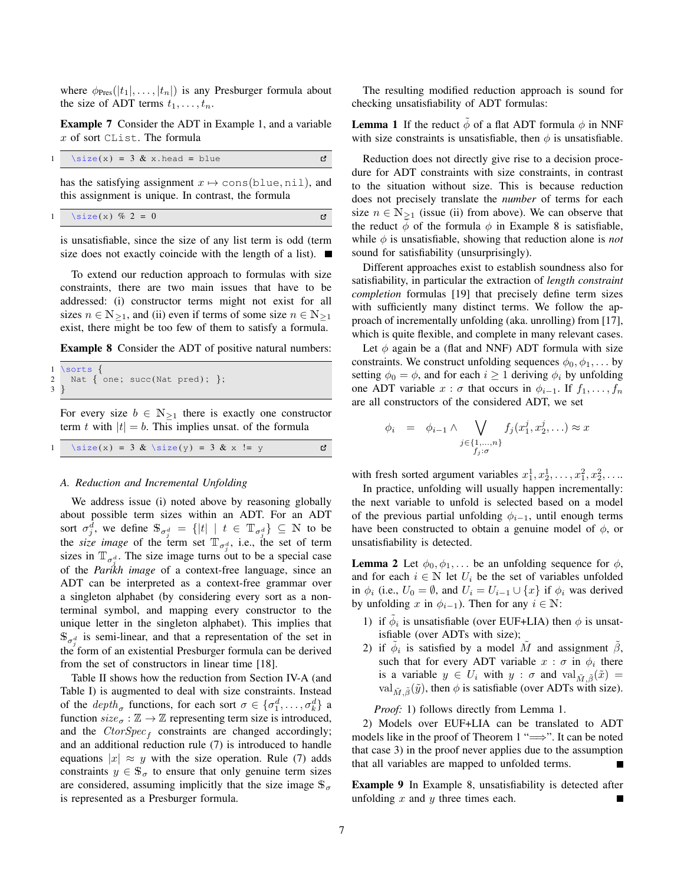where $\phi_{\text{Pres}}(|t_1|, \ldots, |t_n|)$ is any Presburger formula about the size of ADT terms $t_1, \ldots, t_n$.

**Example 7** Consider the ADT in Example 1, and a variable $x$ of sort `CList`. The formula

```
\size(x) = 3 & x.head = blue
```

has the satisfying assignment $x \mapsto$ `cons(blue, nil)`, and this assignment is unique. In contrast, the formula

```
\size(x) % 2 = 0
```

is unsatisfiable, since the size of any list term is odd (term size does not exactly coincide with the length of a list). ■

To extend our reduction approach to formulas with size constraints, there are two main issues that have to be addressed: (i) constructor terms might not exist for all sizes $n \in \mathbb{N}_{\geq 1}$, and (ii) even if terms of some size $n \in \mathbb{N}_{\geq 1}$ exist, there might be too few of them to satisfy a formula.

**Example 8** Consider the ADT of positive natural numbers:

```
\sorts {
  Nat { one; succ(Nat pred); };
}
```

For every size $b \in \mathbb{N}_{\geq 1}$ there is exactly one constructor term $t$ with $|t| = b$. This implies unsat. of the formula

```
\size(x) = 3 & \size(y) = 3 & x != y
```

### A. Reduction and Incremental Unfolding

We address issue (i) noted above by reasoning globally about possible term sizes within an ADT. For an ADT sort $\sigma_j^d$, we define $\mathbb{S}_{\sigma_j^d} = \{|t| \mid t \in \mathbb{T}_{\sigma_j^d}\} \subseteq \mathbb{N}$ to be the *size image* of the term set $\mathbb{T}_{\sigma_j^d}$, i.e., the set of term sizes in $\mathbb{T}_{\sigma_j^d}$. The size image turns out to be a special case of the *Parikh image* of a context-free language, since an ADT can be interpreted as a context-free grammar over a singleton alphabet (by considering every sort as a non-terminal symbol, and mapping every constructor to the unique letter in the singleton alphabet). This implies that $\mathbb{S}_{\sigma_j^d}$ is semi-linear, and that a representation of the set in the form of an existential Presburger formula can be derived from the set of constructors in linear time [18].

Table II shows how the reduction from Section IV-A (and Table I) is augmented to deal with size constraints. Instead of the $\mathit{depth}_\sigma$ functions, for each sort $\sigma \in \{\sigma_1^d, \ldots, \sigma_k^d\}$ a function $\mathit{size}_\sigma : \mathbb{Z} \to \mathbb{Z}$ representing term size is introduced, and the $\mathit{CtorSpec}_f$ constraints are changed accordingly; and an additional reduction rule (7) is introduced to handle equations $|x| \approx y$ with the size operation. Rule (7) adds constraints $y \in \mathbb{S}_\sigma$ to ensure that only genuine term sizes are considered, assuming implicitly that the size image $\mathbb{S}_\sigma$ is represented as a Presburger formula.

The resulting modified reduction approach is sound for checking unsatisfiability of ADT formulas:

**Lemma 1** If the reduct $\tilde{\phi}$ of a flat ADT formula $\phi$ in NNF with size constraints is unsatisfiable, then $\phi$ is unsatisfiable.

Reduction does not directly give rise to a decision procedure for ADT constraints with size constraints, in contrast to the situation without size. This is because reduction does not precisely translate the *number* of terms for each size $n \in \mathbb{N}_{\geq 1}$ (issue (ii) from above). We can observe that the reduct $\tilde{\phi}$ of the formula $\phi$ in Example 8 is satisfiable, while $\phi$ is unsatisfiable, showing that reduction alone is *not* sound for satisfiability (unsurprisingly).

Different approaches exist to establish soundness also for satisfiability, in particular the extraction of *length constraint completion* formulas [19] that precisely define term sizes with sufficiently many distinct terms. We follow the approach of incrementally unfolding (aka. unrolling) from [17], which is quite flexible, and complete in many relevant cases.

Let $\phi$ again be a (flat and NNF) ADT formula with size constraints. We construct unfolding sequences $\phi_0, \phi_1, \ldots$ by setting $\phi_0 = \phi$, and for each $i \geq 1$ deriving $\phi_i$ by unfolding one ADT variable $x : \sigma$ that occurs in $\phi_{i-1}$. If $f_1, \ldots, f_n$ are all constructors of the considered ADT, we set

$$\phi_i \quad = \quad \phi_{i-1} \wedge \bigvee_{\substack{j \in \{1,\ldots,n\} \\ f_j : \sigma}} f_j(x_1^j, x_2^j, \ldots) \approx x$$

with fresh sorted argument variables $x_1^1, x_2^1, \ldots, x_1^2, x_2^2, \ldots$.

In practice, unfolding will usually happen incrementally: the next variable to unfold is selected based on a model of the previous partial unfolding $\phi_{i-1}$, until enough terms have been constructed to obtain a genuine model of $\phi$, or unsatisfiability is detected.

**Lemma 2** Let $\phi_0, \phi_1, \ldots$ be an unfolding sequence for $\phi$, and for each $i \in \mathbb{N}$ let $U_i$ be the set of variables unfolded in $\phi_i$ (i.e., $U_0 = \emptyset$, and $U_i = U_{i-1} \cup \{x\}$ if $\phi_i$ was derived by unfolding $x$ in $\phi_{i-1}$). Then for any $i \in \mathbb{N}$:

1) if $\tilde{\phi}_i$ is unsatisfiable (over EUF+LIA) then $\phi$ is unsatisfiable (over ADTs with size);
2) if $\tilde{\phi}_i$ is satisfied by a model $\tilde{M}$ and assignment $\tilde{\beta}$, such that for every ADT variable $x : \sigma$ in $\phi_i$ there is a variable $y \in U_i$ with $y : \sigma$ and $\mathrm{val}_{\tilde{M},\tilde{\beta}}(\tilde{x}) = \mathrm{val}_{\tilde{M},\tilde{\beta}}(\tilde{y})$, then $\phi$ is satisfiable (over ADTs with size).

*Proof:* 1) follows directly from Lemma 1.

2) Models over EUF+LIA can be translated to ADT models like in the proof of Theorem 1 "$\Longrightarrow$". It can be noted that case 3) in the proof never applies due to the assumption that all variables are mapped to unfolded terms. ■

**Example 9** In Example 8, unsatisfiability is detected after unfolding $x$ and $y$ three times each. ■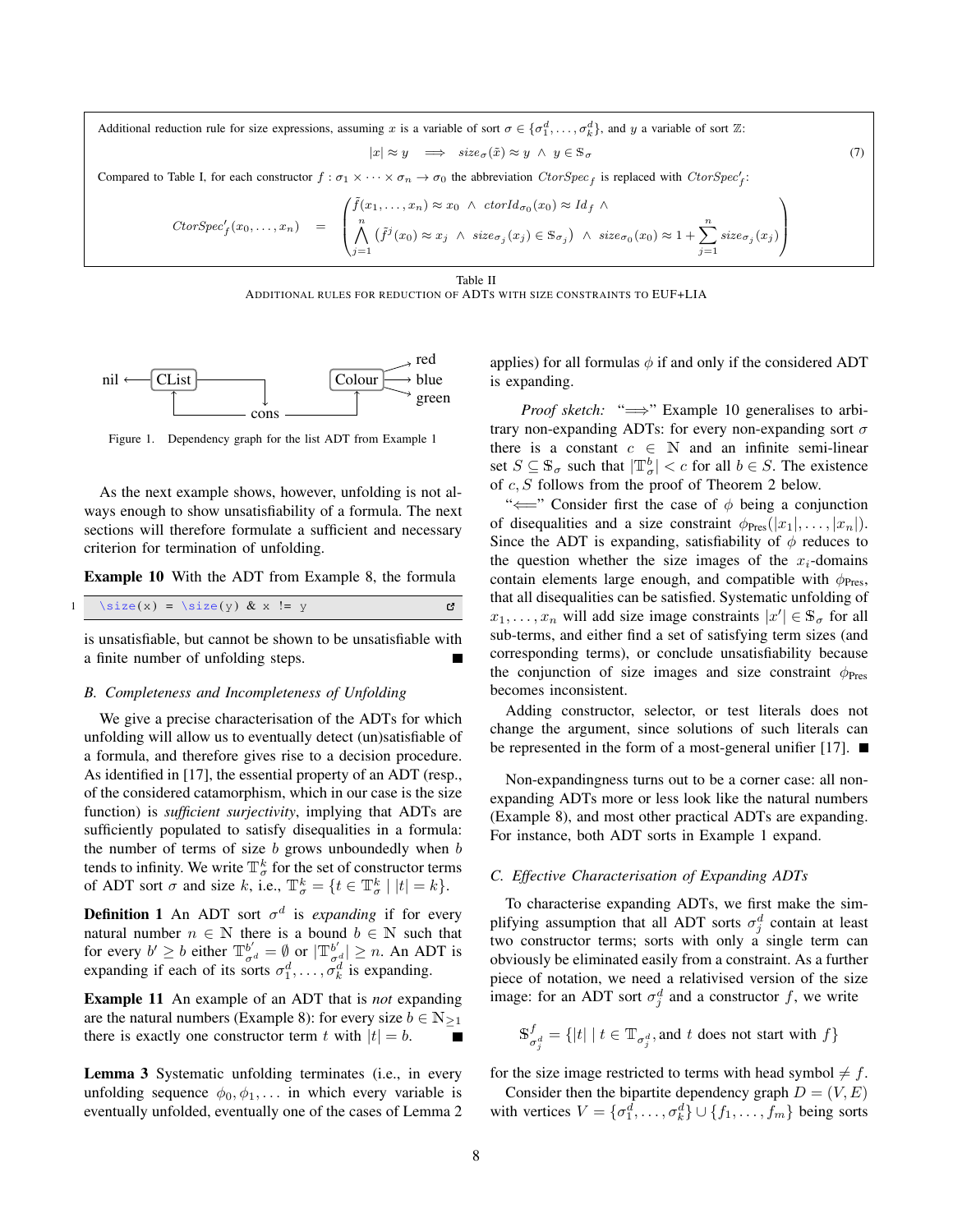Additional reduction rule for size expressions, assuming $x$ is a variable of sort $\sigma \in \{\sigma_1^d, \ldots, \sigma_k^d\}$, and $y$ a variable of sort $\mathbb{Z}$:

$$|x| \approx y \quad \Longrightarrow \quad \mathit{size}_\sigma(\tilde{x}) \approx y \ \wedge \ y \in \mathbb{S}_\sigma \tag{7}$$

Compared to Table I, for each constructor $f : \sigma_1 \times \cdots \times \sigma_n \to \sigma_0$ the abbreviation $\mathit{CtorSpec}_f$ is replaced with $\mathit{CtorSpec}'_f$:

$$\mathit{CtorSpec}'_f(x_0, \ldots, x_n) \quad = \quad \left( \begin{array}{l} \tilde{f}(x_1, \ldots, x_n) \approx x_0 \ \wedge \ \mathit{ctorId}_{\sigma_0}(x_0) \approx \mathit{Id}_f \ \wedge \\ \bigwedge_{j=1}^{n} \left( \tilde{f}^j(x_0) \approx x_j \ \wedge \ \mathit{size}_{\sigma_j}(x_j) \in \mathbb{S}_{\sigma_j} \right) \ \wedge \ \mathit{size}_{\sigma_0}(x_0) \approx 1 + \sum_{j=1}^{n} \mathit{size}_{\sigma_j}(x_j) \end{array} \right)$$

Table II
ADDITIONAL RULES FOR REDUCTION OF ADTS WITH SIZE CONSTRAINTS TO EUF+LIA

Figure 1. Dependency graph for the list ADT from Example 1

As the next example shows, however, unfolding is not always enough to show unsatisfiability of a formula. The next sections will therefore formulate a sufficient and necessary criterion for termination of unfolding.

**Example 10** With the ADT from Example 8, the formula

```
\size(x) = \size(y) & x != y
```

is unsatisfiable, but cannot be shown to be unsatisfiable with a finite number of unfolding steps. ∎

### B. Completeness and Incompleteness of Unfolding

We give a precise characterisation of the ADTs for which unfolding will allow us to eventually detect (un)satisfiable of a formula, and therefore gives rise to a decision procedure. As identified in [17], the essential property of an ADT (resp., of the considered catamorphism, which in our case is the size function) is *sufficient surjectivity*, implying that ADTs are sufficiently populated to satisfy disequalities in a formula: the number of terms of size $b$ grows unboundedly when $b$ tends to infinity. We write $\mathbb{T}_\sigma^k$ for the set of constructor terms of ADT sort $\sigma$ and size $k$, i.e., $\mathbb{T}_\sigma^k = \{t \in \mathbb{T}_\sigma^k \mid |t| = k\}$.

**Definition 1** An ADT sort $\sigma^d$ is *expanding* if for every natural number $n \in \mathbb{N}$ there is a bound $b \in \mathbb{N}$ such that for every $b' \geq b$ either $\mathbb{T}_{\sigma^d}^{b'} = \emptyset$ or $|\mathbb{T}_{\sigma^d}^{b'}| \geq n$. An ADT is expanding if each of its sorts $\sigma_1^d, \ldots, \sigma_k^d$ is expanding.

**Example 11** An example of an ADT that is *not* expanding are the natural numbers (Example 8): for every size $b \in \mathbb{N}_{\geq 1}$ there is exactly one constructor term $t$ with $|t| = b$. ∎

**Lemma 3** Systematic unfolding terminates (i.e., in every unfolding sequence $\phi_0, \phi_1, \ldots$ in which every variable is eventually unfolded, eventually one of the cases of Lemma 2 applies) for all formulas $\phi$ if and only if the considered ADT is expanding.

*Proof sketch:* "$\Longrightarrow$" Example 10 generalises to arbitrary non-expanding ADTs: for every non-expanding sort $\sigma$ there is a constant $c \in \mathbb{N}$ and an infinite semi-linear set $S \subseteq \mathbb{S}_\sigma$ such that $|\mathbb{T}_\sigma^b| < c$ for all $b \in S$. The existence of $c, S$ follows from the proof of Theorem 2 below.

"$\Longleftarrow$" Consider first the case of $\phi$ being a conjunction of disequalities and a size constraint $\phi_{\text{Pres}}(|x_1|, \ldots, |x_n|)$. Since the ADT is expanding, satisfiability of $\phi$ reduces to the question whether the size images of the $x_i$-domains contain elements large enough, and compatible with $\phi_{\text{Pres}}$, that all disequalities can be satisfied. Systematic unfolding of $x_1, \ldots, x_n$ will add size image constraints $|x'| \in \mathbb{S}_\sigma$ for all sub-terms, and either find a set of satisfying term sizes (and corresponding terms), or conclude unsatisfiability because the conjunction of size images and size constraint $\phi_{\text{Pres}}$ becomes inconsistent.

Adding constructor, selector, or test literals does not change the argument, since solutions of such literals can be represented in the form of a most-general unifier [17]. ∎

Non-expandingness turns out to be a corner case: all non-expanding ADTs more or less look like the natural numbers (Example 8), and most other practical ADTs are expanding. For instance, both ADT sorts in Example 1 expand.

### C. Effective Characterisation of Expanding ADTs

To characterise expanding ADTs, we first make the simplifying assumption that all ADT sorts $\sigma_j^d$ contain at least two constructor terms; sorts with only a single term can obviously be eliminated easily from a constraint. As a further piece of notation, we need a relativised version of the size image: for an ADT sort $\sigma_j^d$ and a constructor $f$, we write

$$\mathbb{S}_{\sigma_j^d}^f = \{|t| \mid t \in \mathbb{T}_{\sigma_j^d}, \text{and } t \text{ does not start with } f\}$$

for the size image restricted to terms with head symbol $\neq f$.

Consider then the bipartite dependency graph $D = (V, E)$ with vertices $V = \{\sigma_1^d, \ldots, \sigma_k^d\} \cup \{f_1, \ldots, f_m\}$ being sorts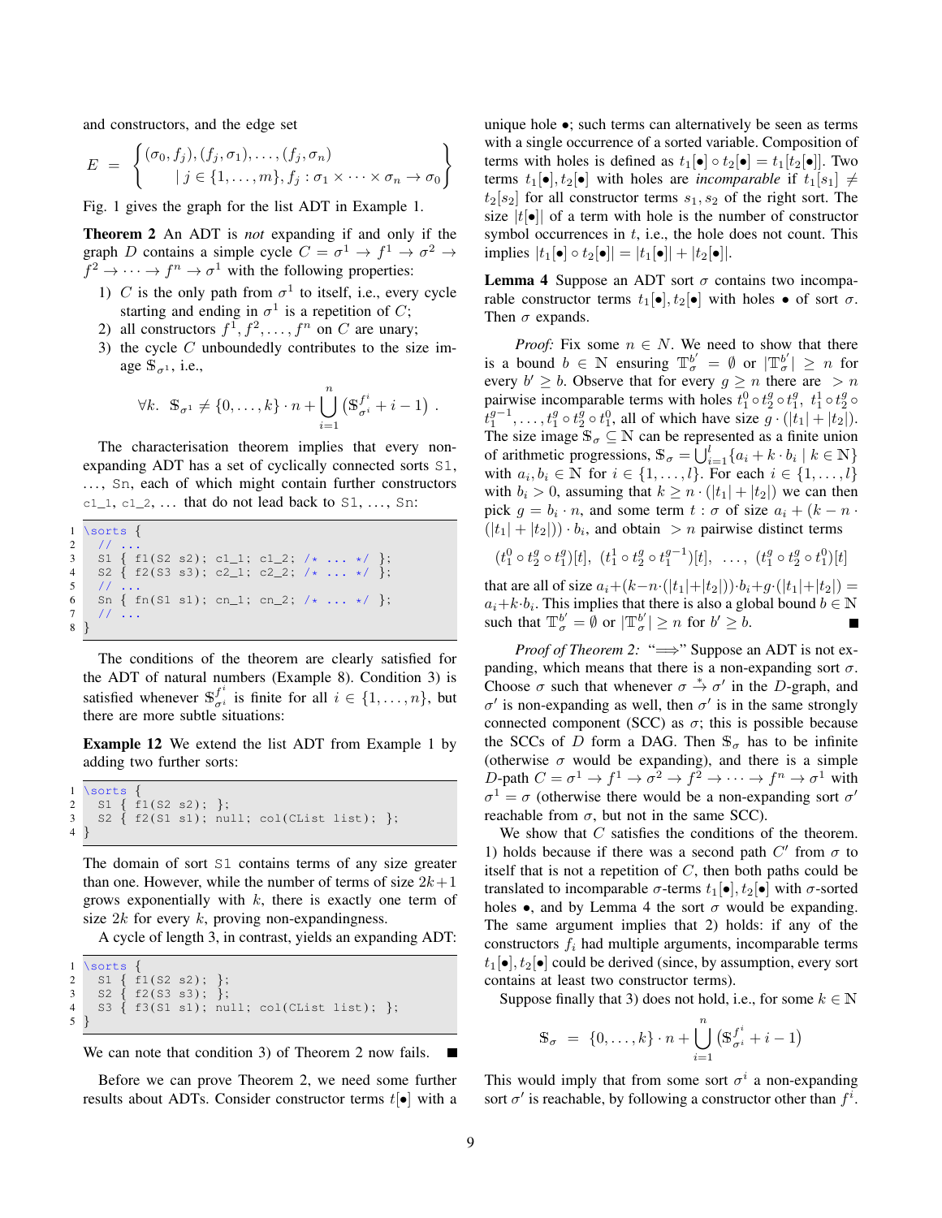and constructors, and the edge set

$$E = \left\{ \begin{array}{l} (\sigma_0, f_j), (f_j, \sigma_1), \ldots, (f_j, \sigma_n) \\ \qquad \mid j \in \{1, \ldots, m\}, f_j : \sigma_1 \times \cdots \times \sigma_n \to \sigma_0 \end{array} \right\}$$

Fig. 1 gives the graph for the list ADT in Example 1.

**Theorem 2** An ADT is *not* expanding if and only if the graph $D$ contains a simple cycle $C = \sigma^1 \to f^1 \to \sigma^2 \to f^2 \to \cdots \to f^n \to \sigma^1$ with the following properties:

1) $C$ is the only path from $\sigma^1$ to itself, i.e., every cycle starting and ending in $\sigma^1$ is a repetition of $C$;
2) all constructors $f^1, f^2, \ldots, f^n$ on $C$ are unary;
3) the cycle $C$ unboundedly contributes to the size image $\mathbb{S}_{\sigma^1}$, i.e.,

$$\forall k.\ \ \mathbb{S}_{\sigma^1} \neq \{0, \ldots, k\} \cdot n + \bigcup_{i=1}^{n} \left( \mathbb{S}_{\sigma^i}^{f^i} + i - 1 \right) .$$

The characterisation theorem implies that every non-expanding ADT has a set of cyclically connected sorts S1, ..., Sn, each of which might contain further constructors c1_1, c1_2, ... that do not lead back to S1, ..., Sn:

```
\sorts {
  // ...
  S1 { f1(S2 s2); c1_1; c1_2; /* ... */ };
  S2 { f2(S3 s3); c2_1; c2_2; /* ... */ };
  // ...
  Sn { fn(S1 s1); cn_1; cn_2; /* ... */ };
  // ...
}
```

The conditions of the theorem are clearly satisfied for the ADT of natural numbers (Example 8). Condition 3) is satisfied whenever $\mathbb{S}_{\sigma^i}^{f^i}$ is finite for all $i \in \{1, \ldots, n\}$, but there are more subtle situations:

**Example 12** We extend the list ADT from Example 1 by adding two further sorts:

```
\sorts {
  S1 { f1(S2 s2); };
  S2 { f2(S1 s1); null; col(CList list); };
}
```

The domain of sort S1 contains terms of any size greater than one. However, while the number of terms of size $2k+1$ grows exponentially with $k$, there is exactly one term of size $2k$ for every $k$, proving non-expandingness.

A cycle of length 3, in contrast, yields an expanding ADT:

```
\sorts {
  S1 { f1(S2 s2); };
  S2 { f2(S3 s3); };
  S3 { f3(S1 s1); null; col(CList list); };
}
```

We can note that condition 3) of Theorem 2 now fails. ∎

Before we can prove Theorem 2, we need some further results about ADTs. Consider constructor terms $t[\bullet]$ with a unique hole $\bullet$; such terms can alternatively be seen as terms with a single occurrence of a sorted variable. Composition of terms with holes is defined as $t_1[\bullet] \circ t_2[\bullet] = t_1[t_2[\bullet]]$. Two terms $t_1[\bullet], t_2[\bullet]$ with holes are *incomparable* if $t_1[s_1] \neq t_2[s_2]$ for all constructor terms $s_1, s_2$ of the right sort. The size $|t[\bullet]|$ of a term with hole is the number of constructor symbol occurrences in $t$, i.e., the hole does not count. This implies $|t_1[\bullet] \circ t_2[\bullet]| = |t_1[\bullet]| + |t_2[\bullet]|$.

**Lemma 4** Suppose an ADT sort $\sigma$ contains two incomparable constructor terms $t_1[\bullet], t_2[\bullet]$ with holes $\bullet$ of sort $\sigma$. Then $\sigma$ expands.

*Proof:* Fix some $n \in N$. We need to show that there is a bound $b \in \mathbb{N}$ ensuring $\mathbb{T}_\sigma^{b'} = \emptyset$ or $|\mathbb{T}_\sigma^{b'}| \geq n$ for every $b' \geq b$. Observe that for every $g \geq n$ there are $> n$ pairwise incomparable terms with holes $t_1^0 \circ t_2^g \circ t_1^g$, $t_1^1 \circ t_2^g \circ t_1^{g-1}, \ldots, t_1^g \circ t_2^g \circ t_1^0$, all of which have size $g \cdot (|t_1| + |t_2|)$. The size image $\mathbb{S}_\sigma \subseteq \mathbb{N}$ can be represented as a finite union of arithmetic progressions, $\mathbb{S}_\sigma = \bigcup_{i=1}^{l} \{a_i + k \cdot b_i \mid k \in \mathbb{N}\}$ with $a_i, b_i \in \mathbb{N}$ for $i \in \{1, \ldots, l\}$. For each $i \in \{1, \ldots, l\}$ with $b_i > 0$, assuming that $k \geq n \cdot (|t_1| + |t_2|)$ we can then pick $g = b_i \cdot n$, and some term $t : \sigma$ of size $a_i + (k - n \cdot (|t_1| + |t_2|)) \cdot b_i$, and obtain $> n$ pairwise distinct terms

$$(t_1^0 \circ t_2^g \circ t_1^g)[t],\ \ (t_1^1 \circ t_2^g \circ t_1^{g-1})[t],\ \ \ldots,\ \ (t_1^g \circ t_2^g \circ t_1^0)[t]$$

that are all of size $a_i + (k - n \cdot (|t_1| + |t_2|)) \cdot b_i + g \cdot (|t_1| + |t_2|) = a_i + k \cdot b_i$. This implies that there is also a global bound $b \in \mathbb{N}$ such that $\mathbb{T}_\sigma^{b'} = \emptyset$ or $|\mathbb{T}_\sigma^{b'}| \geq n$ for $b' \geq b$. ∎

*Proof of Theorem 2:* "$\Longrightarrow$" Suppose an ADT is not expanding, which means that there is a non-expanding sort $\sigma$. Choose $\sigma$ such that whenever $\sigma \xrightarrow{*} \sigma'$ in the $D$-graph, and $\sigma'$ is non-expanding as well, then $\sigma'$ is in the same strongly connected component (SCC) as $\sigma$; this is possible because the SCCs of $D$ form a DAG. Then $\mathbb{S}_\sigma$ has to be infinite (otherwise $\sigma$ would be expanding), and there is a simple $D$-path $C = \sigma^1 \to f^1 \to \sigma^2 \to f^2 \to \cdots \to f^n \to \sigma^1$ with $\sigma^1 = \sigma$ (otherwise there would be a non-expanding sort $\sigma'$ reachable from $\sigma$, but not in the same SCC).

We show that $C$ satisfies the conditions of the theorem. 1) holds because if there was a second path $C'$ from $\sigma$ to itself that is not a repetition of $C$, then both paths could be translated to incomparable $\sigma$-terms $t_1[\bullet], t_2[\bullet]$ with $\sigma$-sorted holes $\bullet$, and by Lemma 4 the sort $\sigma$ would be expanding. The same argument implies that 2) holds: if any of the constructors $f_i$ had multiple arguments, incomparable terms $t_1[\bullet], t_2[\bullet]$ could be derived (since, by assumption, every sort contains at least two constructor terms).

Suppose finally that 3) does not hold, i.e., for some $k \in \mathbb{N}$

$$\mathbb{S}_\sigma \ = \ \{0, \ldots, k\} \cdot n + \bigcup_{i=1}^{n} \left( \mathbb{S}_{\sigma^i}^{f^i} + i - 1 \right)$$

This would imply that from some sort $\sigma^i$ a non-expanding sort $\sigma'$ is reachable, by following a constructor other than $f^i$.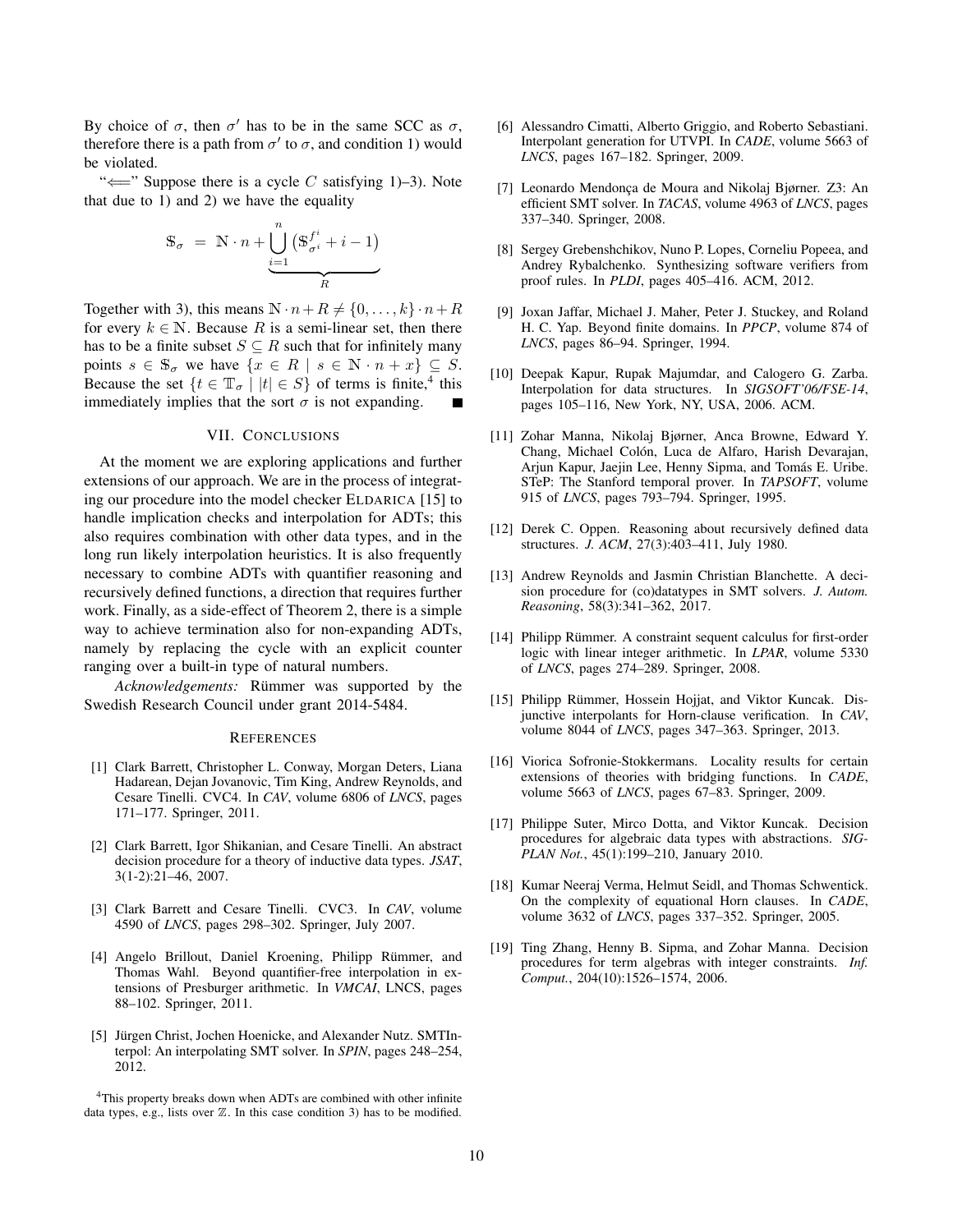By choice of $\sigma$, then $\sigma'$ has to be in the same SCC as $\sigma$, therefore there is a path from $\sigma'$ to $\sigma$, and condition 1) would be violated.

"$\Longleftarrow$" Suppose there is a cycle $C$ satisfying 1)–3). Note that due to 1) and 2) we have the equality

$$\mathbb{S}_\sigma \;=\; \mathbb{N} \cdot n + \underbrace{\bigcup_{i=1}^{n} \left( \mathbb{S}_{\sigma^i}^{f^i} + i - 1 \right)}_{R}$$

Together with 3), this means $\mathbb{N} \cdot n + R \neq \{0, \ldots, k\} \cdot n + R$ for every $k \in \mathbb{N}$. Because $R$ is a semi-linear set, then there has to be a finite subset $S \subseteq R$ such that for infinitely many points $s \in \mathbb{S}_\sigma$ we have $\{x \in R \mid s \in \mathbb{N} \cdot n + x\} \subseteq S$. Because the set $\{t \in \mathbb{T}_\sigma \mid |t| \in S\}$ of terms is finite,[4] this immediately implies that the sort $\sigma$ is not expanding. ∎

## VII. Conclusions

At the moment we are exploring applications and further extensions of our approach. We are in the process of integrating our procedure into the model checker ELDARICA [15] to handle implication checks and interpolation for ADTs; this also requires combination with other data types, and in the long run likely interpolation heuristics. It is also frequently necessary to combine ADTs with quantifier reasoning and recursively defined functions, a direction that requires further work. Finally, as a side-effect of Theorem 2, there is a simple way to achieve termination also for non-expanding ADTs, namely by replacing the cycle with an explicit counter ranging over a built-in type of natural numbers.

*Acknowledgements:* Rümmer was supported by the Swedish Research Council under grant 2014-5484.

[4]This property breaks down when ADTs are combined with other infinite data types, e.g., lists over $\mathbb{Z}$. In this case condition 3) has to be modified.

## References

[1] Clark Barrett, Christopher L. Conway, Morgan Deters, Liana Hadarean, Dejan Jovanovic, Tim King, Andrew Reynolds, and Cesare Tinelli. CVC4. In *CAV*, volume 6806 of *LNCS*, pages 171–177. Springer, 2011.

[2] Clark Barrett, Igor Shikanian, and Cesare Tinelli. An abstract decision procedure for a theory of inductive data types. *JSAT*, 3(1-2):21–46, 2007.

[3] Clark Barrett and Cesare Tinelli. CVC3. In *CAV*, volume 4590 of *LNCS*, pages 298–302. Springer, July 2007.

[4] Angelo Brillout, Daniel Kroening, Philipp Rümmer, and Thomas Wahl. Beyond quantifier-free interpolation in extensions of Presburger arithmetic. In *VMCAI*, LNCS, pages 88–102. Springer, 2011.

[5] Jürgen Christ, Jochen Hoenicke, and Alexander Nutz. SMTInterpol: An interpolating SMT solver. In *SPIN*, pages 248–254, 2012.

[6] Alessandro Cimatti, Alberto Griggio, and Roberto Sebastiani. Interpolant generation for UTVPI. In *CADE*, volume 5663 of *LNCS*, pages 167–182. Springer, 2009.

[7] Leonardo Mendonça de Moura and Nikolaj Bjørner. Z3: An efficient SMT solver. In *TACAS*, volume 4963 of *LNCS*, pages 337–340. Springer, 2008.

[8] Sergey Grebenshchikov, Nuno P. Lopes, Corneliu Popeea, and Andrey Rybalchenko. Synthesizing software verifiers from proof rules. In *PLDI*, pages 405–416. ACM, 2012.

[9] Joxan Jaffar, Michael J. Maher, Peter J. Stuckey, and Roland H. C. Yap. Beyond finite domains. In *PPCP*, volume 874 of *LNCS*, pages 86–94. Springer, 1994.

[10] Deepak Kapur, Rupak Majumdar, and Calogero G. Zarba. Interpolation for data structures. In *SIGSOFT'06/FSE-14*, pages 105–116, New York, NY, USA, 2006. ACM.

[11] Zohar Manna, Nikolaj Bjørner, Anca Browne, Edward Y. Chang, Michael Colón, Luca de Alfaro, Harish Devarajan, Arjun Kapur, Jaejin Lee, Henny Sipma, and Tomás E. Uribe. STeP: The Stanford temporal prover. In *TAPSOFT*, volume 915 of *LNCS*, pages 793–794. Springer, 1995.

[12] Derek C. Oppen. Reasoning about recursively defined data structures. *J. ACM*, 27(3):403–411, July 1980.

[13] Andrew Reynolds and Jasmin Christian Blanchette. A decision procedure for (co)datatypes in SMT solvers. *J. Autom. Reasoning*, 58(3):341–362, 2017.

[14] Philipp Rümmer. A constraint sequent calculus for first-order logic with linear integer arithmetic. In *LPAR*, volume 5330 of *LNCS*, pages 274–289. Springer, 2008.

[15] Philipp Rümmer, Hossein Hojjat, and Viktor Kuncak. Disjunctive interpolants for Horn-clause verification. In *CAV*, volume 8044 of *LNCS*, pages 347–363. Springer, 2013.

[16] Viorica Sofronie-Stokkermans. Locality results for certain extensions of theories with bridging functions. In *CADE*, volume 5663 of *LNCS*, pages 67–83. Springer, 2009.

[17] Philippe Suter, Mirco Dotta, and Viktor Kuncak. Decision procedures for algebraic data types with abstractions. *SIGPLAN Not.*, 45(1):199–210, January 2010.

[18] Kumar Neeraj Verma, Helmut Seidl, and Thomas Schwentick. On the complexity of equational Horn clauses. In *CADE*, volume 3632 of *LNCS*, pages 337–352. Springer, 2005.

[19] Ting Zhang, Henny B. Sipma, and Zohar Manna. Decision procedures for term algebras with integer constraints. *Inf. Comput.*, 204(10):1526–1574, 2006.